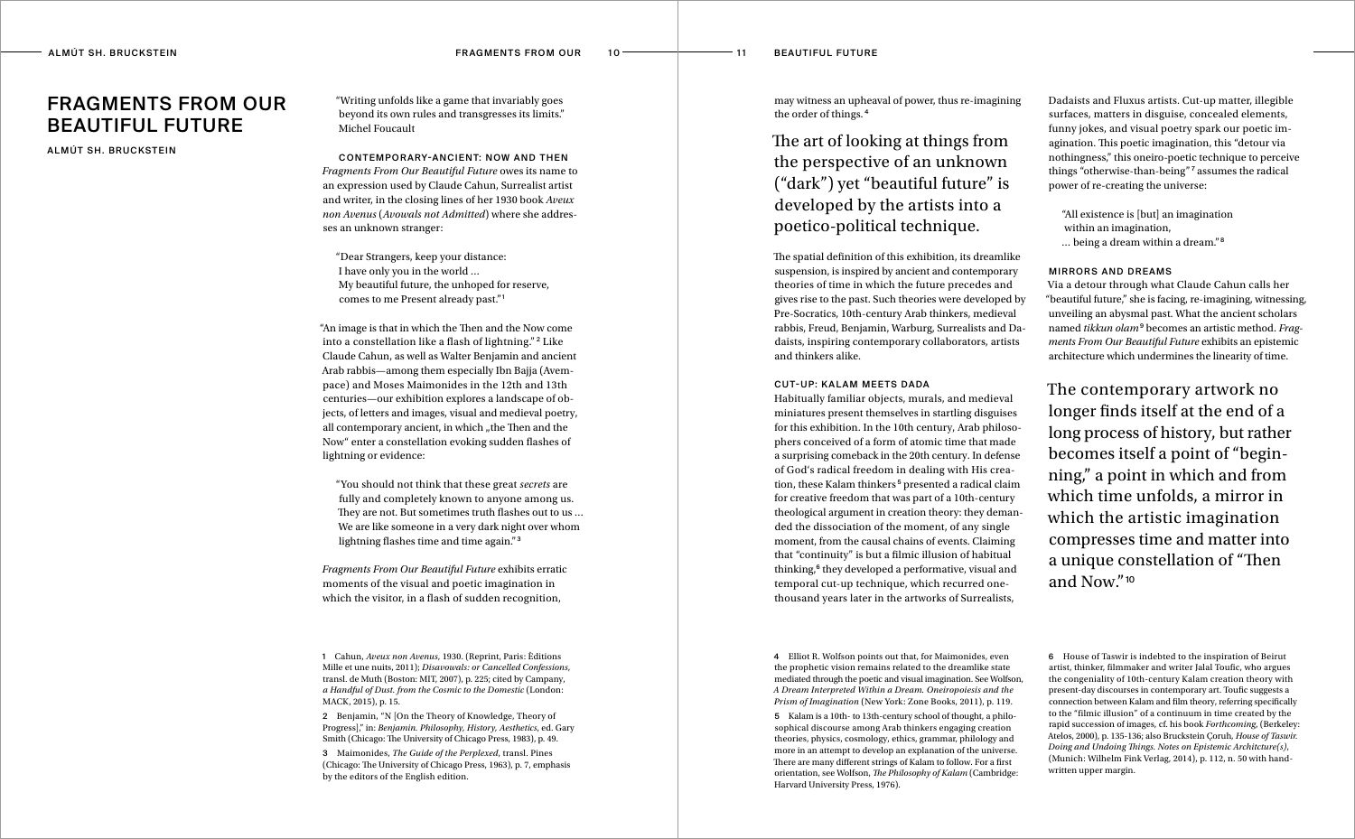# FRAGMENTS FROM OUR BEAUTIFUL FUTURE

ALMÚT SH. BRUCKSTEIN

"Writing unfolds like a game that invariably goes beyond its own rules and transgresses its limits." Michel Foucault

### CONTEMPORARY-ANCIENT: NOW AND THEN

*Fragments From Our Beautiful Future* owes its name to an expression used by Claude Cahun, Surrealist artist and writer, in the closing lines of her 1930 book *Aveux non Avenus* (*Avowals not Admitted*) where she addresses an unknown stranger:

> "Dear Strangers, keep your distance:
> I have only you in the world ...
> My beautiful future, the unhoped for reserve,
> comes to me Present already past."[1]

"An image is that in which the Then and the Now come into a constellation like a flash of lightning." [2] Like Claude Cahun, as well as Walter Benjamin and ancient Arab rabbis—among them especially Ibn Bajja (Avempace) and Moses Maimonides in the 12th and 13th centuries—our exhibition explores a landscape of objects, of letters and images, visual and medieval poetry, all contemporary ancient, in which „the Then and the Now" enter a constellation evoking sudden flashes of lightning or evidence:

> "You should not think that these great *secrets* are fully and completely known to anyone among us. They are not. But sometimes truth flashes out to us ... We are like someone in a very dark night over whom lightning flashes time and time again." [3]

*Fragments From Our Beautiful Future* exhibits erratic moments of the visual and poetic imagination in which the visitor, in a flash of sudden recognition, may witness an upheaval of power, thus re-imagining the order of things. [4]

> The art of looking at things from the perspective of an unknown ("dark") yet "beautiful future" is developed by the artists into a poetico-political technique.

The spatial definition of this exhibition, its dreamlike suspension, is inspired by ancient and contemporary theories of time in which the future precedes and gives rise to the past. Such theories were developed by Pre-Socratics, 10th-century Arab thinkers, medieval rabbis, Freud, Benjamin, Warburg, Surrealists and Dadaists, inspiring contemporary collaborators, artists and thinkers alike.

### CUT-UP: KALAM MEETS DADA

Habitually familiar objects, murals, and medieval miniatures present themselves in startling disguises for this exhibition. In the 10th century, Arab philosophers conceived of a form of atomic time that made a surprising comeback in the 20th century. In defense of God's radical freedom in dealing with His creation, these Kalam thinkers [5] presented a radical claim for creative freedom that was part of a 10th-century theological argument in creation theory: they demanded the dissociation of the moment, of any single moment, from the causal chains of events. Claiming that "continuity" is but a filmic illusion of habitual thinking, [6] they developed a performative, visual and temporal cut-up technique, which recurred one-thousand years later in the artworks of Surrealists, Dadaists and Fluxus artists. Cut-up matter, illegible surfaces, matters in disguise, concealed elements, funny jokes, and visual poetry spark our poetic imagination. This poetic imagination, this "detour via nothingness," this oneiro-poetic technique to perceive things "otherwise-than-being" [7] assumes the radical power of re-creating the universe:

> "All existence is [but] an imagination
> within an imagination,
> ... being a dream within a dream." [8]

### MIRRORS AND DREAMS

Via a detour through what Claude Cahun calls her "beautiful future," she is facing, re-imagining, witnessing, unveiling an abysmal past. What the ancient scholars named *tikkun olam* [9] becomes an artistic method. *Fragments From Our Beautiful Future* exhibits an epistemic architecture which undermines the linearity of time.

> The contemporary artwork no longer finds itself at the end of a long process of history, but rather becomes itself a point of "beginning," a point in which and from which time unfolds, a mirror in which the artistic imagination compresses time and matter into a unique constellation of "Then and Now." [10]

---

1 Cahun, *Aveux non Avenus*, 1930. (Reprint, Paris: Éditions Mille et une nuits, 2011); *Disavowals: or Cancelled Confessions*, transl. de Muth (Boston: MIT, 2007), p. 225; cited by Campany, *a Handful of Dust. from the Cosmic to the Domestic* (London: MACK, 2015), p. 15.

2 Benjamin, "N [On the Theory of Knowledge, Theory of Progress]," in: *Benjamin. Philosophy, History, Aesthetics*, ed. Gary Smith (Chicago: The University of Chicago Press, 1983), p. 49.

3 Maimonides, *The Guide of the Perplexed*, transl. Pines (Chicago: The University of Chicago Press, 1963), p. 7, emphasis by the editors of the English edition.

4 Elliot R. Wolfson points out that, for Maimonides, even the prophetic vision remains related to the dreamlike state mediated through the poetic and visual imagination. See Wolfson, *A Dream Interpreted Within a Dream. Oneiropoiesis and the Prism of Imagination* (New York: Zone Books, 2011), p. 119.

5 Kalam is a 10th- to 13th-century school of thought, a philosophical discourse among Arab thinkers engaging creation theories, physics, cosmology, ethics, grammar, philology and more in an attempt to develop an explanation of the universe. There are many different strings of Kalam to follow. For a first orientation, see Wolfson, *The Philosophy of Kalam* (Cambridge: Harvard University Press, 1976).

6 House of Taswir is indebted to the inspiration of Beirut artist, thinker, filmmaker and writer Jalal Toufic, who argues the congeniality of 10th-century Kalam creation theory with present-day discourses in contemporary art. Toufic suggests a connection between Kalam and film theory, referring specifically to the "filmic illusion" of a continuum in time created by the rapid succession of images, cf. his book *Forthcoming*, (Berkeley: Atelos, 2000), p. 135-136; also Bruckstein Çoruh, *House of Taswir. Doing and Undoing Things. Notes on Epistemic Architcture(s)*, (Munich: Wilhelm Fink Verlag, 2014), p. 112, n. 50 with handwritten upper margin.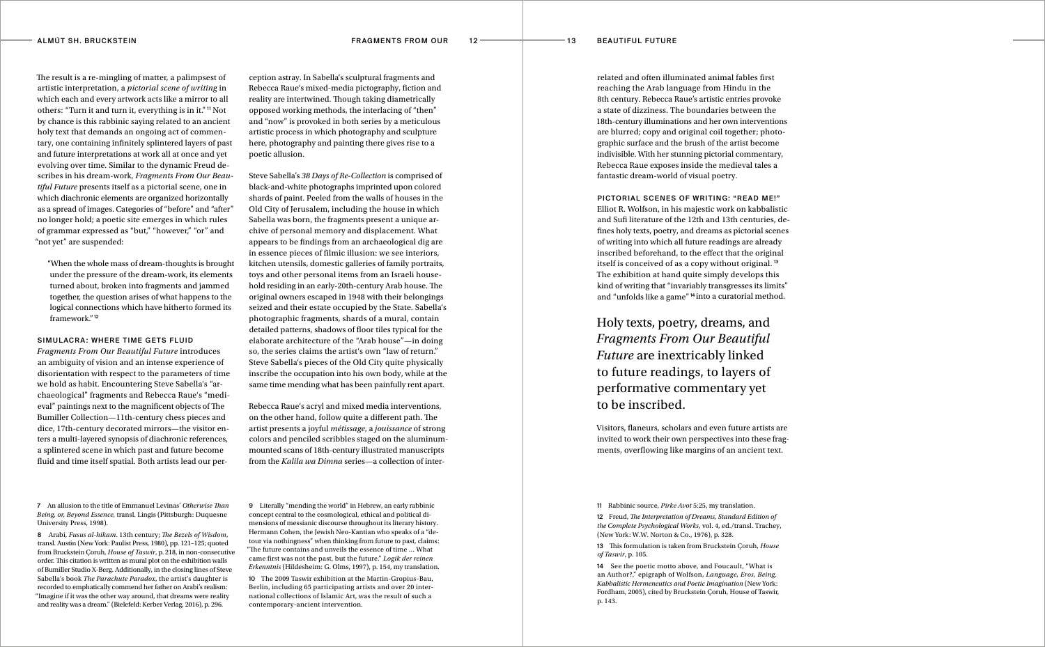The result is a re-mingling of matter, a palimpsest of artistic interpretation, a *pictorial scene of writing* in which each and every artwork acts like a mirror to all others: "Turn it and turn it, everything is in it."[11] Not by chance is this rabbinic saying related to an ancient holy text that demands an ongoing act of commentary, one containing infinitely splintered layers of past and future interpretations at work all at once and yet evolving over time. Similar to the dynamic Freud describes in his dream-work, *Fragments From Our Beautiful Future* presents itself as a pictorial scene, one in which diachronic elements are organized horizontally as a spread of images. Categories of "before" and "after" no longer hold; a poetic site emerges in which rules of grammar expressed as "but," "however," "or" and "not yet" are suspended:

> "When the whole mass of dream-thoughts is brought under the pressure of the dream-work, its elements turned about, broken into fragments and jammed together, the question arises of what happens to the logical connections which have hitherto formed its framework."[12]

### SIMULACRA: WHERE TIME GETS FLUID

*Fragments From Our Beautiful Future* introduces an ambiguity of vision and an intense experience of disorientation with respect to the parameters of time we hold as habit. Encountering Steve Sabella's "archaeological" fragments and Rebecca Raue's "medieval" paintings next to the magnificent objects of The Bumiller Collection—11th-century chess pieces and dice, 17th-century decorated mirrors—the visitor enters a multi-layered synopsis of diachronic references, a splintered scene in which past and future become fluid and time itself spatial. Both artists lead our perception astray. In Sabella's sculptural fragments and Rebecca Raue's mixed-media pictography, fiction and reality are intertwined. Though taking diametrically opposed working methods, the interlacing of "then" and "now" is provoked in both series by a meticulous artistic process in which photography and sculpture here, photography and painting there gives rise to a poetic allusion.

Steve Sabella's *38 Days of Re-Collection* is comprised of black-and-white photographs imprinted upon colored shards of paint. Peeled from the walls of houses in the Old City of Jerusalem, including the house in which Sabella was born, the fragments present a unique archive of personal memory and displacement. What appears to be findings from an archaeological dig are in essence pieces of filmic illusion: we see interiors, kitchen utensils, domestic galleries of family portraits, toys and other personal items from an Israeli household residing in an early-20th-century Arab house. The original owners escaped in 1948 with their belongings seized and their estate occupied by the State. Sabella's photographic fragments, shards of a mural, contain detailed patterns, shadows of floor tiles typical for the elaborate architecture of the "Arab house"—in doing so, the series claims the artist's own "law of return." Steve Sabella's pieces of the Old City quite physically inscribe the occupation into his own body, while at the same time mending what has been painfully rent apart.

Rebecca Raue's acryl and mixed media interventions, on the other hand, follow quite a different path. The artist presents a joyful *métissage*, a *jouissance* of strong colors and penciled scribbles staged on the aluminum-mounted scans of 18th-century illustrated manuscripts from the *Kalila wa Dimna* series—a collection of interrelated and often illuminated animal fables first reaching the Arab language from Hindu in the 8th century. Rebecca Raue's artistic entries provoke a state of dizziness. The boundaries between the 18th-century illuminations and her own interventions are blurred; copy and original coil together; photographic surface and the brush of the artist become indivisible. With her stunning pictorial commentary, Rebecca Raue exposes inside the medieval tales a fantastic dream-world of visual poetry.

### PICTORIAL SCENES OF WRITING: "READ ME!"

Elliot R. Wolfson, in his majestic work on kabbalistic and Sufi literature of the 12th and 13th centuries, defines holy texts, poetry, and dreams as pictorial scenes of writing into which all future readings are already inscribed beforehand, to the effect that the original itself is conceived of as a copy without original.[13] The exhibition at hand quite simply develops this kind of writing that "invariably transgresses its limits" and "unfolds like a game"[14] into a curatorial method.

> Holy texts, poetry, dreams, and *Fragments From Our Beautiful Future* are inextricably linked to future readings, to layers of performative commentary yet to be inscribed.

Visitors, flaneurs, scholars and even future artists are invited to work their own perspectives into these fragments, overflowing like margins of an ancient text.

---

7 An allusion to the title of Emmanuel Levinas' *Otherwise Than Being, or, Beyond Essence*, transl. Lingis (Pittsburgh: Duquesne University Press, 1998).

8 Arabi, *Fusus al-hikam*. 13th century; *The Bezels of Wisdom*, transl. Austin (New York: Paulist Press, 1980), pp. 121–125; quoted from Bruckstein Çoruh, *House of Taswir*, p. 218, in non-consecutive order. This citation is written as mural plot on the exhibition walls of Bumiller Studio X-Berg. Additionally, in the closing lines of Steve Sabella's book *The Parachute Paradox*, the artist's daughter is recorded to emphatically commend her father on Arabi's realism: "Imagine if it was the other way around, that dreams were reality and reality was a dream." (Bielefeld: Kerber Verlag, 2016), p. 296.

9 Literally "mending the world" in Hebrew, an early rabbinic concept central to the cosmological, ethical and political dimensions of messianic discourse throughout its literary history. Hermann Cohen, the Jewish Neo-Kantian who speaks of a "detour via nothingness" when thinking from future to past, claims: "The future contains and unveils the essence of time … What came first was not the past, but the future." *Logik der reinen Erkenntnis* (Hildesheim: G. Olms, 1997), p. 154, my translation.

10 The 2009 Taswir exhibition at the Martin-Gropius-Bau, Berlin, including 65 participating artists and over 20 international collections of Islamic Art, was the result of such a contemporary-ancient intervention.

11 Rabbinic source, *Pirke Avot* 5:25, my translation.

12 Freud, *The Interpretation of Dreams, Standard Edition of the Complete Psychological Works*, vol. 4, ed./transl. Trachey, (New York: W.W. Norton & Co., 1976), p. 328.

13 This formulation is taken from Bruckstein Çoruh, *House of Taswir*, p. 105.

14 See the poetic motto above, and Foucault, "What is an Author?," epigraph of Wolfson, *Language, Eros, Being. Kabbalistic Hermeneutics and Poetic Imagination* (New York: Fordham, 2005), cited by Bruckstein Çoruh, House of Taswir, p. 143.